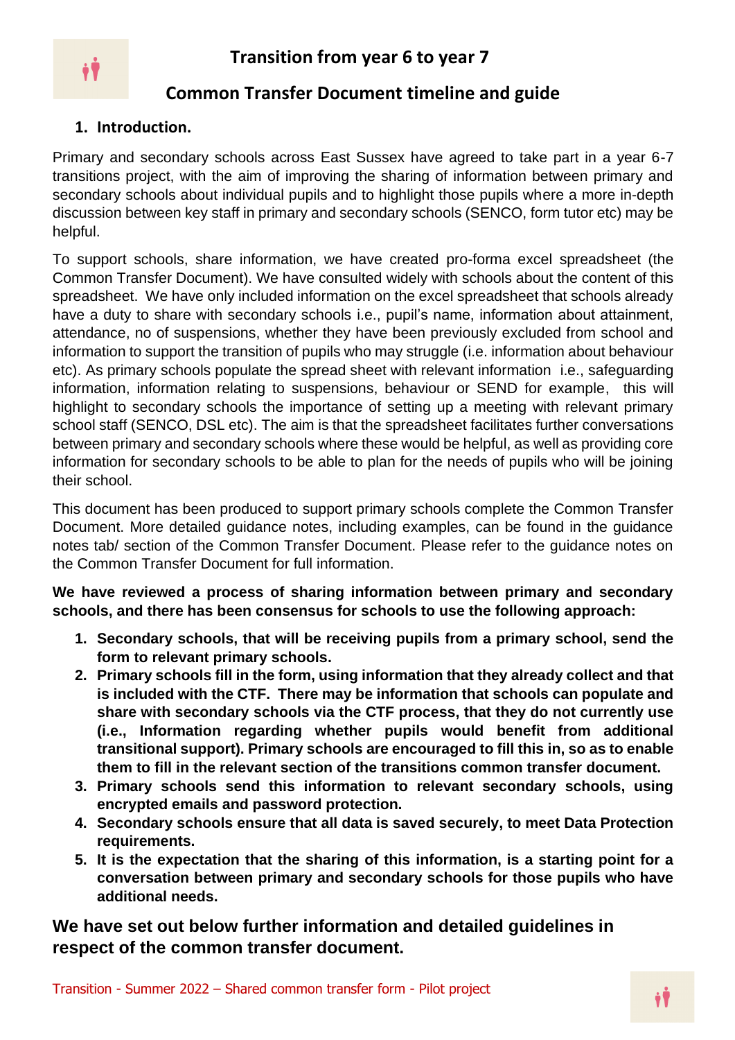# Transition from year 6 to year 7

## Common Transfer Document timeline and guide

### 1. Introduction.

Primary and secondary schools across East Sussex have agreed to take part in a year 6-7 transitions project, with the aim of improving the sharing of information between primary and secondary schools about individual pupils and to highlight those pupils where a more in-depth discussion between key staff in primary and secondary schools (SENCO, form tutor etc) may be helpful.

To support schools, share information, we have created pro-forma excel spreadsheet (the Common Transfer Document). We have consulted widely with schools about the content of this spreadsheet. We have only included information on the excel spreadsheet that schools already have a duty to share with secondary schools i.e., pupil's name, information about attainment, attendance, no of suspensions, whether they have been previously excluded from school and information to support the transition of pupils who may struggle (i.e. information about behaviour etc). As primary schools populate the spread sheet with relevant information i.e., safeguarding information, information relating to suspensions, behaviour or SEND for example, this will highlight to secondary schools the importance of setting up a meeting with relevant primary school staff (SENCO, DSL etc). The aim is that the spreadsheet facilitates further conversations between primary and secondary schools where these would be helpful, as well as providing core information for secondary schools to be able to plan for the needs of pupils who will be joining their school.

This document has been produced to support primary schools complete the Common Transfer Document. More detailed guidance notes, including examples, can be found in the guidance notes tab/ section of the Common Transfer Document. Please refer to the guidance notes on the Common Transfer Document for full information.

**We have reviewed a process of sharing information between primary and secondary schools, and there has been consensus for schools to use the following approach:**

1. **Secondary schools, that will be receiving pupils from a primary school, send the form to relevant primary schools.**
2. **Primary schools fill in the form, using information that they already collect and that is included with the CTF. There may be information that schools can populate and share with secondary schools via the CTF process, that they do not currently use (i.e., Information regarding whether pupils would benefit from additional transitional support). Primary schools are encouraged to fill this in, so as to enable them to fill in the relevant section of the transitions common transfer document.**
3. **Primary schools send this information to relevant secondary schools, using encrypted emails and password protection.**
4. **Secondary schools ensure that all data is saved securely, to meet Data Protection requirements.**
5. **It is the expectation that the sharing of this information, is a starting point for a conversation between primary and secondary schools for those pupils who have additional needs.**

**We have set out below further information and detailed guidelines in respect of the common transfer document.**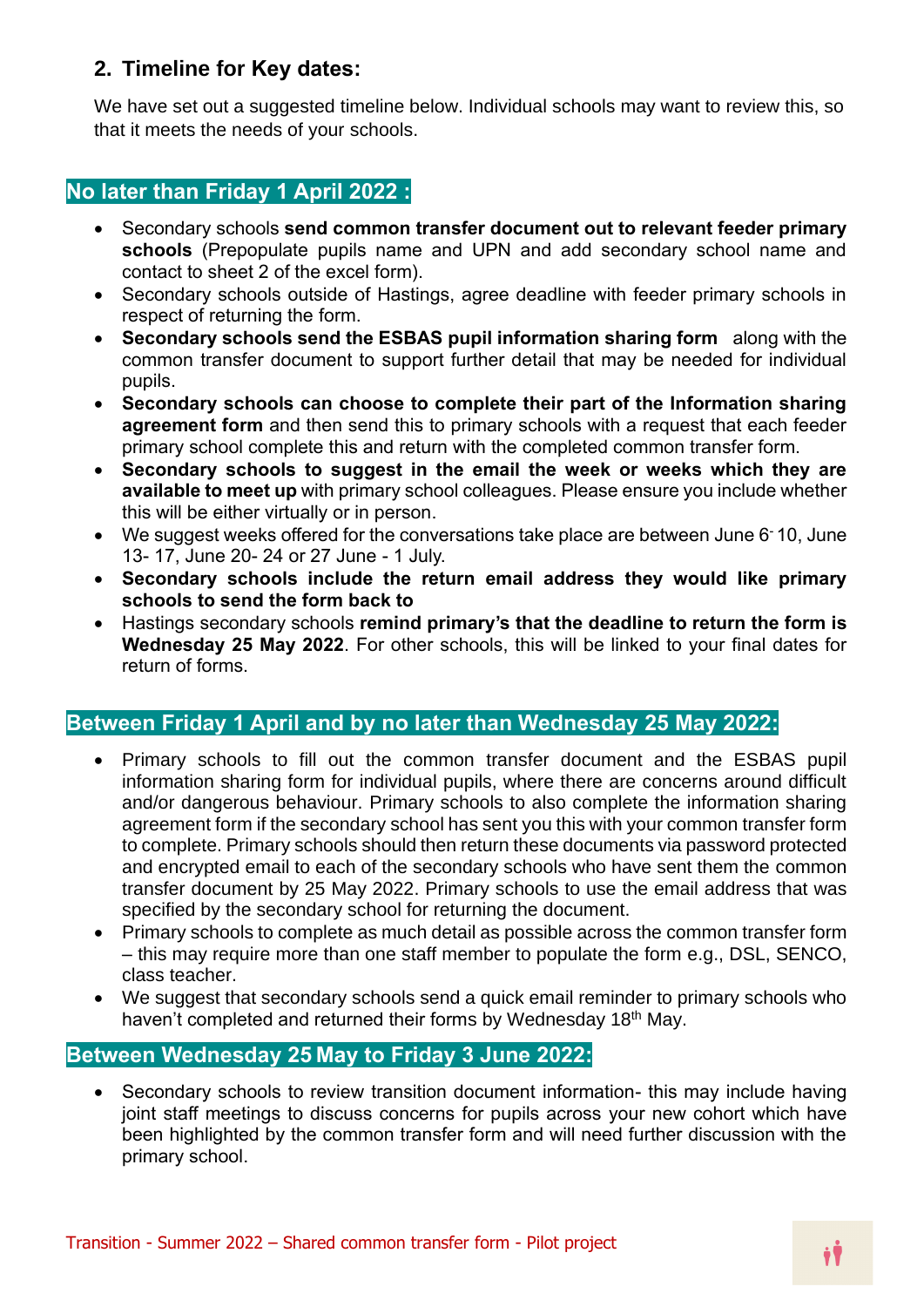## 2. Timeline for Key dates:

We have set out a suggested timeline below. Individual schools may want to review this, so that it meets the needs of your schools.

### No later than Friday 1 April 2022 :

- Secondary schools **send common transfer document out to relevant feeder primary schools** (Prepopulate pupils name and UPN and add secondary school name and contact to sheet 2 of the excel form).
- Secondary schools outside of Hastings, agree deadline with feeder primary schools in respect of returning the form.
- **Secondary schools send the ESBAS pupil information sharing form** along with the common transfer document to support further detail that may be needed for individual pupils.
- **Secondary schools can choose to complete their part of the Information sharing agreement form** and then send this to primary schools with a request that each feeder primary school complete this and return with the completed common transfer form.
- **Secondary schools to suggest in the email the week or weeks which they are available to meet up** with primary school colleagues. Please ensure you include whether this will be either virtually or in person.
- We suggest weeks offered for the conversations take place are between June 6- 10, June 13- 17, June 20- 24 or 27 June - 1 July.
- **Secondary schools include the return email address they would like primary schools to send the form back to**
- Hastings secondary schools **remind primary's that the deadline to return the form is Wednesday 25 May 2022**. For other schools, this will be linked to your final dates for return of forms.

### Between Friday 1 April and by no later than Wednesday 25 May 2022:

- Primary schools to fill out the common transfer document and the ESBAS pupil information sharing form for individual pupils, where there are concerns around difficult and/or dangerous behaviour. Primary schools to also complete the information sharing agreement form if the secondary school has sent you this with your common transfer form to complete. Primary schools should then return these documents via password protected and encrypted email to each of the secondary schools who have sent them the common transfer document by 25 May 2022. Primary schools to use the email address that was specified by the secondary school for returning the document.
- Primary schools to complete as much detail as possible across the common transfer form – this may require more than one staff member to populate the form e.g., DSL, SENCO, class teacher.
- We suggest that secondary schools send a quick email reminder to primary schools who haven't completed and returned their forms by Wednesday 18th May.

### Between Wednesday 25 May to Friday 3 June 2022:

- Secondary schools to review transition document information- this may include having joint staff meetings to discuss concerns for pupils across your new cohort which have been highlighted by the common transfer form and will need further discussion with the primary school.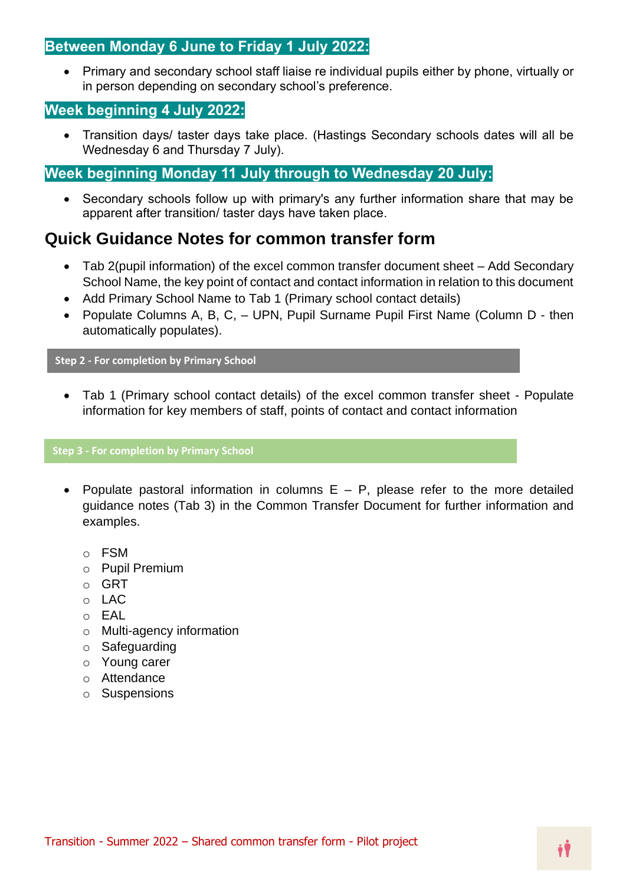### Between Monday 6 June to Friday 1 July 2022:

- Primary and secondary school staff liaise re individual pupils either by phone, virtually or in person depending on secondary school's preference.

### Week beginning 4 July 2022:

- Transition days/ taster days take place. (Hastings Secondary schools dates will all be Wednesday 6 and Thursday 7 July).

### Week beginning Monday 11 July through to Wednesday 20 July:

- Secondary schools follow up with primary's any further information share that may be apparent after transition/ taster days have taken place.

## Quick Guidance Notes for common transfer form

- Tab 2(pupil information) of the excel common transfer document sheet – Add Secondary School Name, the key point of contact and contact information in relation to this document
- Add Primary School Name to Tab 1 (Primary school contact details)
- Populate Columns A, B, C, – UPN, Pupil Surname Pupil First Name (Column D - then automatically populates).

**Step 2 - For completion by Primary School**

- Tab 1 (Primary school contact details) of the excel common transfer sheet - Populate information for key members of staff, points of contact and contact information

**Step 3 - For completion by Primary School**

- Populate pastoral information in columns E – P, please refer to the more detailed guidance notes (Tab 3) in the Common Transfer Document for further information and examples.
  - FSM
  - Pupil Premium
  - GRT
  - LAC
  - EAL
  - Multi-agency information
  - Safeguarding
  - Young carer
  - Attendance
  - Suspensions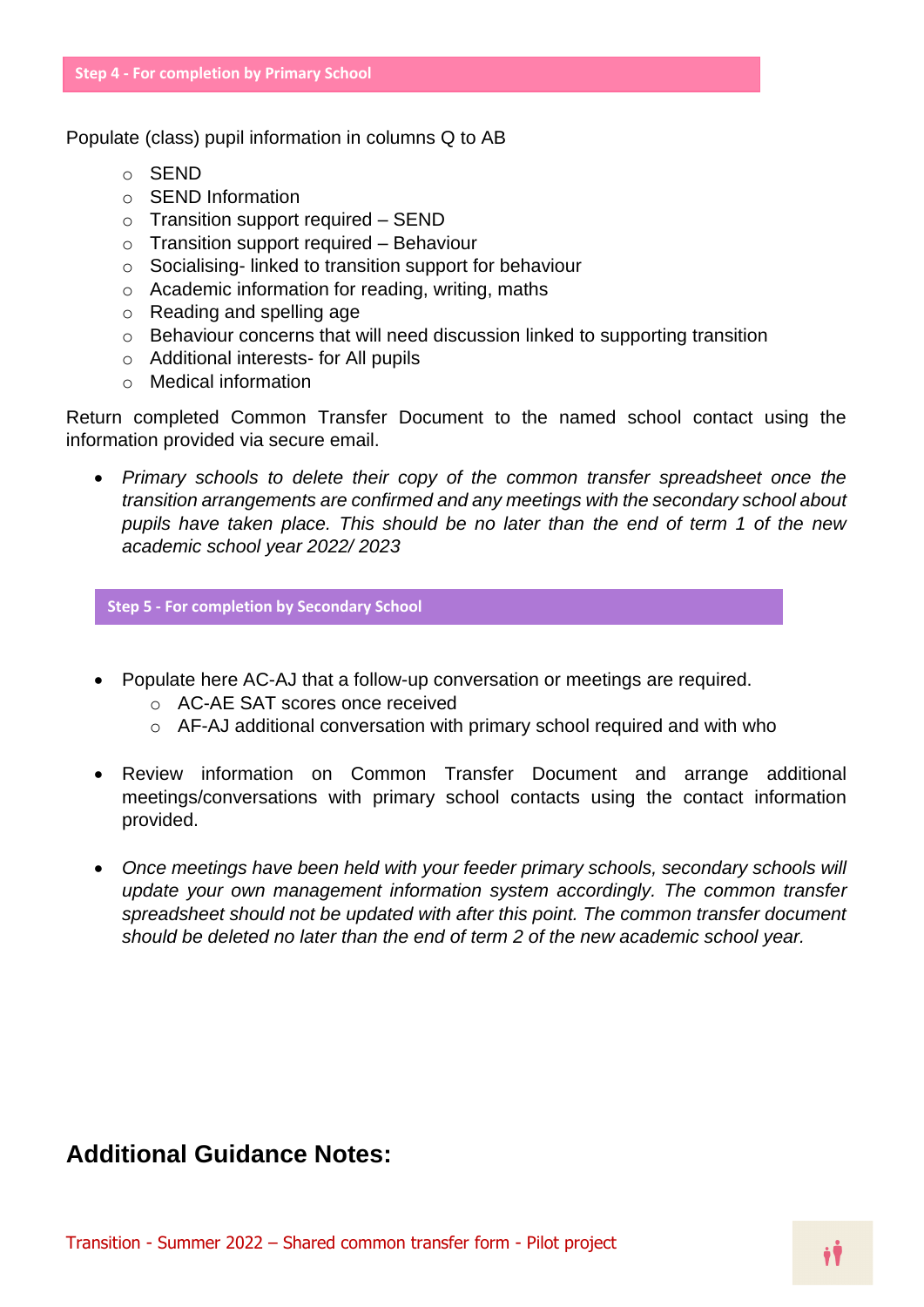### Step 4 - For completion by Primary School

Populate (class) pupil information in columns Q to AB

- SEND
- SEND Information
- Transition support required – SEND
- Transition support required – Behaviour
- Socialising- linked to transition support for behaviour
- Academic information for reading, writing, maths
- Reading and spelling age
- Behaviour concerns that will need discussion linked to supporting transition
- Additional interests- for All pupils
- Medical information

Return completed Common Transfer Document to the named school contact using the information provided via secure email.

- *Primary schools to delete their copy of the common transfer spreadsheet once the transition arrangements are confirmed and any meetings with the secondary school about pupils have taken place. This should be no later than the end of term 1 of the new academic school year 2022/ 2023*

### Step 5 - For completion by Secondary School

- Populate here AC-AJ that a follow-up conversation or meetings are required.
  - AC-AE SAT scores once received
  - AF-AJ additional conversation with primary school required and with who

- Review information on Common Transfer Document and arrange additional meetings/conversations with primary school contacts using the contact information provided.

- *Once meetings have been held with your feeder primary schools, secondary schools will update your own management information system accordingly. The common transfer spreadsheet should not be updated with after this point. The common transfer document should be deleted no later than the end of term 2 of the new academic school year.*

## Additional Guidance Notes: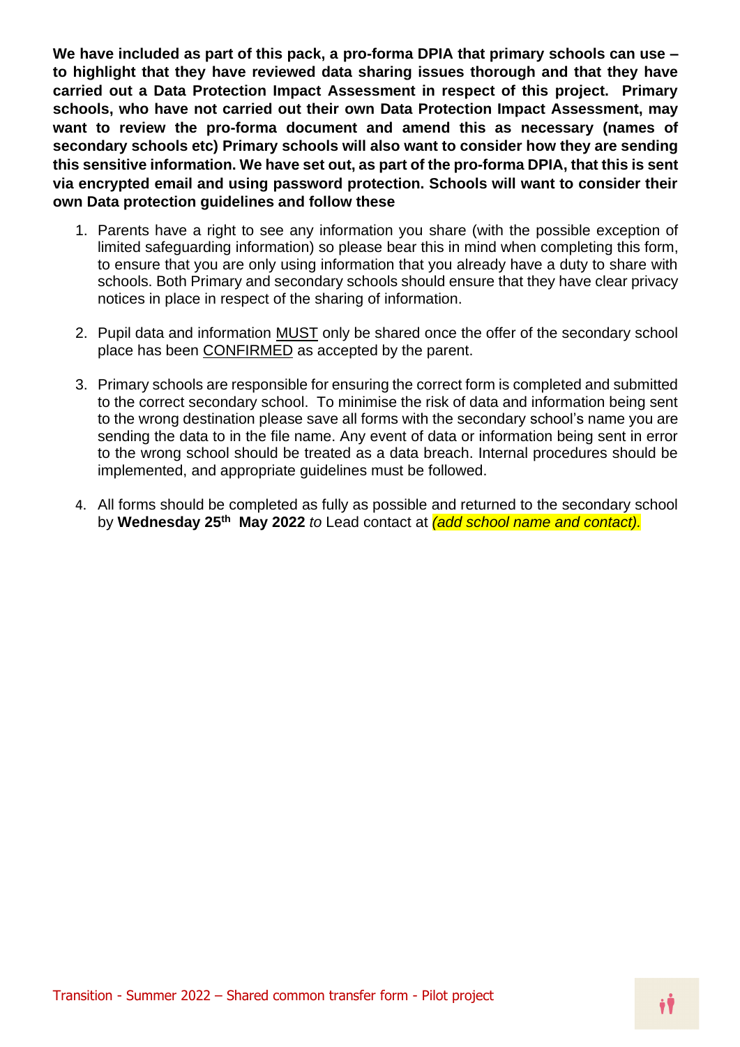**We have included as part of this pack, a pro-forma DPIA that primary schools can use – to highlight that they have reviewed data sharing issues thorough and that they have carried out a Data Protection Impact Assessment in respect of this project. Primary schools, who have not carried out their own Data Protection Impact Assessment, may want to review the pro-forma document and amend this as necessary (names of secondary schools etc) Primary schools will also want to consider how they are sending this sensitive information. We have set out, as part of the pro-forma DPIA, that this is sent via encrypted email and using password protection. Schools will want to consider their own Data protection guidelines and follow these**

1. Parents have a right to see any information you share (with the possible exception of limited safeguarding information) so please bear this in mind when completing this form, to ensure that you are only using information that you already have a duty to share with schools. Both Primary and secondary schools should ensure that they have clear privacy notices in place in respect of the sharing of information.

2. Pupil data and information <u>MUST</u> only be shared once the offer of the secondary school place has been <u>CONFIRMED</u> as accepted by the parent.

3. Primary schools are responsible for ensuring the correct form is completed and submitted to the correct secondary school. To minimise the risk of data and information being sent to the wrong destination please save all forms with the secondary school's name you are sending the data to in the file name. Any event of data or information being sent in error to the wrong school should be treated as a data breach. Internal procedures should be implemented, and appropriate guidelines must be followed.

4. All forms should be completed as fully as possible and returned to the secondary school by **Wednesday 25th May 2022** *to* Lead contact at *(add school name and contact).*